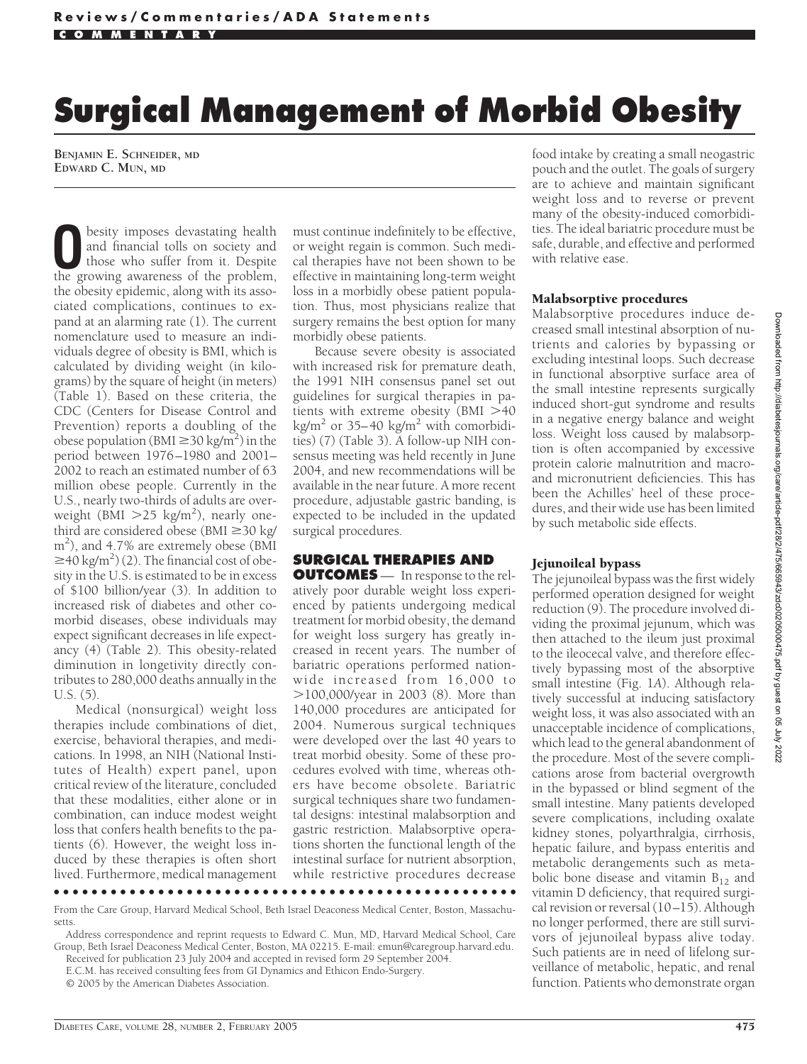# Surgical Management of Morbid Obesity

**BENJAMIN E. SCHNEIDER, MD**
**EDWARD C. MUN, MD**

Obesity imposes devastating health and financial tolls on society and those who suffer from it. Despite the growing awareness of the problem, the obesity epidemic, along with its associated complications, continues to expand at an alarming rate (1). The current nomenclature used to measure an individuals degree of obesity is BMI, which is calculated by dividing weight (in kilograms) by the square of height (in meters) (Table 1). Based on these criteria, the CDC (Centers for Disease Control and Prevention) reports a doubling of the obese population (BMI $\geq$30 kg/m$^2$) in the period between 1976–1980 and 2001–2002 to reach an estimated number of 63 million obese people. Currently in the U.S., nearly two-thirds of adults are overweight (BMI >25 kg/m$^2$), nearly one-third are considered obese (BMI $\geq$30 kg/m$^2$), and 4.7% are extremely obese (BMI $\geq$40 kg/m$^2$) (2). The financial cost of obesity in the U.S. is estimated to be in excess of \$100 billion/year (3). In addition to increased risk of diabetes and other comorbid diseases, obese individuals may expect significant decreases in life expectancy (4) (Table 2). This obesity-related diminution in longevity directly contributes to 280,000 deaths annually in the U.S. (5).

Medical (nonsurgical) weight loss therapies include combinations of diet, exercise, behavioral therapies, and medications. In 1998, an NIH (National Institutes of Health) expert panel, upon critical review of the literature, concluded that these modalities, either alone or in combination, can induce modest weight loss that confers health benefits to the patients (6). However, the weight loss induced by these therapies is often short lived. Furthermore, medical management must continue indefinitely to be effective, or weight regain is common. Such medical therapies have not been shown to be effective in maintaining long-term weight loss in a morbidly obese patient population. Thus, most physicians realize that surgery remains the best option for many morbidly obese patients.

Because severe obesity is associated with increased risk for premature death, the 1991 NIH consensus panel set out guidelines for surgical therapies in patients with extreme obesity (BMI >40 kg/m$^2$ or 35–40 kg/m$^2$ with comorbidities) (7) (Table 3). A follow-up NIH consensus meeting was held recently in June 2004, and new recommendations will be available in the near future. A more recent procedure, adjustable gastric banding, is expected to be included in the updated surgical procedures.

## SURGICAL THERAPIES AND OUTCOMES

In response to the relatively poor durable weight loss experienced by patients undergoing medical treatment for morbid obesity, the demand for weight loss surgery has greatly increased in recent years. The number of bariatric operations performed nationwide increased from 16,000 to >100,000/year in 2003 (8). More than 140,000 procedures are anticipated for 2004. Numerous surgical techniques were developed over the last 40 years to treat morbid obesity. Some of these procedures evolved with time, whereas others have become obsolete. Bariatric surgical techniques share two fundamental designs: intestinal malabsorption and gastric restriction. Malabsorptive operations shorten the functional length of the intestinal surface for nutrient absorption, while restrictive procedures decrease food intake by creating a small neogastric pouch and the outlet. The goals of surgery are to achieve and maintain significant weight loss and to reverse or prevent many of the obesity-induced comorbidities. The ideal bariatric procedure must be safe, durable, and effective and performed with relative ease.

### Malabsorptive procedures

Malabsorptive procedures induce decreased small intestinal absorption of nutrients and calories by bypassing or excluding intestinal loops. Such decrease in functional absorptive surface area of the small intestine represents surgically induced short-gut syndrome and results in a negative energy balance and weight loss. Weight loss caused by malabsorption is often accompanied by excessive protein calorie malnutrition and macro- and micronutrient deficiencies. This has been the Achilles' heel of these procedures, and their wide use has been limited by such metabolic side effects.

### Jejunoileal bypass

The jejunoileal bypass was the first widely performed operation designed for weight reduction (9). The procedure involved dividing the proximal jejunum, which was then attached to the ileum just proximal to the ileocecal valve, and therefore effectively bypassing most of the absorptive small intestine (Fig. 1*A*). Although relatively successful at inducing satisfactory weight loss, it was also associated with an unacceptable incidence of complications, which lead to the general abandonment of the procedure. Most of the severe complications arose from bacterial overgrowth in the bypassed or blind segment of the small intestine. Many patients developed severe complications, including oxalate kidney stones, polyarthralgia, cirrhosis, hepatic failure, and bypass enteritis and metabolic derangements such as metabolic bone disease and vitamin $B_{12}$ and vitamin D deficiency, that required surgical revision or reversal (10–15). Although no longer performed, there are still survivors of jejunoileal bypass alive today. Such patients are in need of lifelong surveillance of metabolic, hepatic, and renal function. Patients who demonstrate organ

---

From the Care Group, Harvard Medical School, Beth Israel Deaconess Medical Center, Boston, Massachusetts.

Address correspondence and reprint requests to Edward C. Mun, MD, Harvard Medical School, Care Group, Beth Israel Deaconess Medical Center, Boston, MA 02215. E-mail: emun@caregroup.harvard.edu.

Received for publication 23 July 2004 and accepted in revised form 29 September 2004.

E.C.M. has received consulting fees from GI Dynamics and Ethicon Endo-Surgery.

© 2005 by the American Diabetes Association.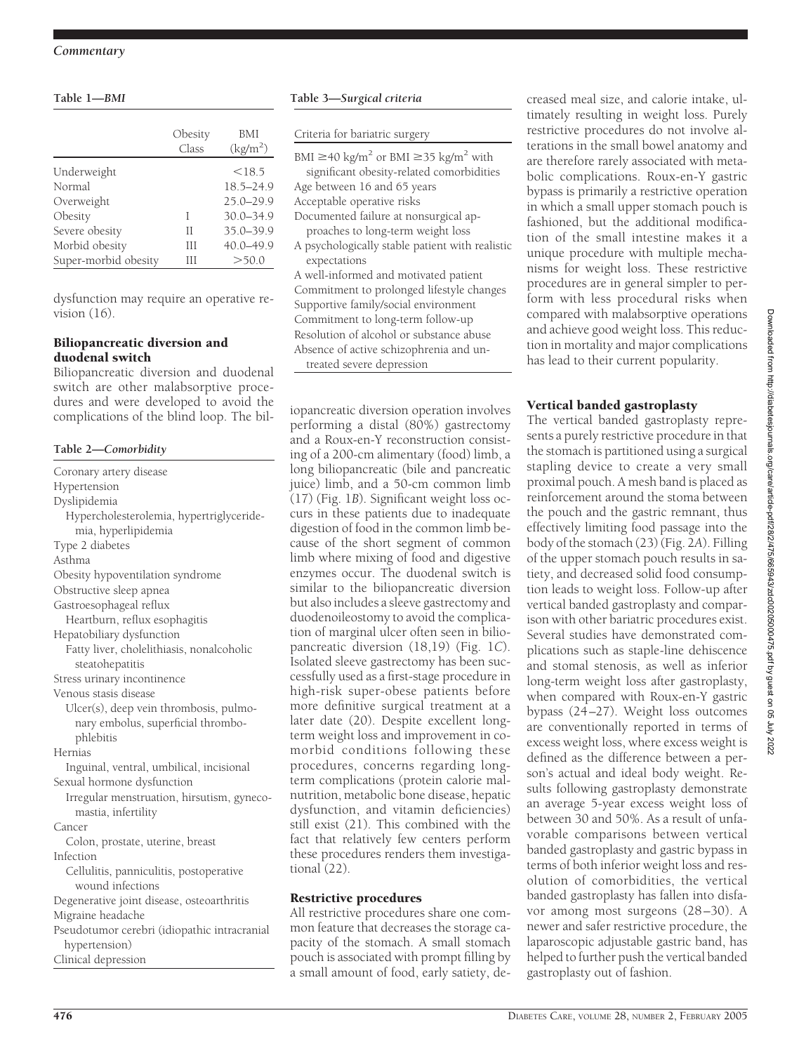**Table 1—BMI**

| | Obesity Class | BMI ($kg/m^2$) |
|---|---|---|
| Underweight | | <18.5 |
| Normal | | 18.5–24.9 |
| Overweight | | 25.0–29.9 |
| Obesity | I | 30.0–34.9 |
| Severe obesity | II | 35.0–39.9 |
| Morbid obesity | III | 40.0–49.9 |
| Super-morbid obesity | III | >50.0 |

dysfunction may require an operative revision (16).

### Biliopancreatic diversion and duodenal switch

Biliopancreatic diversion and duodenal switch are other malabsorptive procedures and were developed to avoid the complications of the blind loop. The biliopancreatic diversion operation involves performing a distal (80%) gastrectomy and a Roux-en-Y reconstruction consisting of a 200-cm alimentary (food) limb, a long biliopancreatic (bile and pancreatic juice) limb, and a 50-cm common limb (17) (Fig. 1*B*). Significant weight loss occurs in these patients due to inadequate digestion of food in the common limb because of the short segment of common limb where mixing of food and digestive enzymes occur. The duodenal switch is similar to the biliopancreatic diversion but also includes a sleeve gastrectomy and duodenoileostomy to avoid the complication of marginal ulcer often seen in biliopancreatic diversion (18,19) (Fig. 1*C*). Isolated sleeve gastrectomy has been successfully used as a first-stage procedure in high-risk super-obese patients before more definitive surgical treatment at a later date (20). Despite excellent long-term weight loss and improvement in comorbid conditions following these procedures, concerns regarding long-term complications (protein calorie malnutrition, metabolic bone disease, hepatic dysfunction, and vitamin deficiencies) still exist (21). This combined with the fact that relatively few centers perform these procedures renders them investigational (22).

**Table 2—Comorbidity**

- Coronary artery disease
- Hypertension
- Dyslipidemia
  - Hypercholesterolemia, hypertriglyceridemia, hyperlipidemia
- Type 2 diabetes
- Asthma
- Obesity hypoventilation syndrome
- Obstructive sleep apnea
- Gastroesophageal reflux
  - Heartburn, reflux esophagitis
- Hepatobiliary dysfunction
  - Fatty liver, cholelithiasis, nonalcoholic steatohepatitis
- Stress urinary incontinence
- Venous stasis disease
  - Ulcer(s), deep vein thrombosis, pulmonary embolus, superficial thrombophlebitis
- Hernias
  - Inguinal, ventral, umbilical, incisional
- Sexual hormone dysfunction
  - Irregular menstruation, hirsutism, gynecomastia, infertility
- Cancer
  - Colon, prostate, uterine, breast
- Infection
  - Cellulitis, panniculitis, postoperative wound infections
- Degenerative joint disease, osteoarthritis
- Migraine headache
- Pseudotumor cerebri (idiopathic intracranial hypertension)
- Clinical depression

**Table 3—Surgical criteria**

| Criteria for bariatric surgery |
|---|
| BMI ≥40 $kg/m^2$ or BMI ≥35 $kg/m^2$ with significant obesity-related comorbidities |
| Age between 16 and 65 years |
| Acceptable operative risks |
| Documented failure at nonsurgical approaches to long-term weight loss |
| A psychologically stable patient with realistic expectations |
| A well-informed and motivated patient |
| Commitment to prolonged lifestyle changes |
| Supportive family/social environment |
| Commitment to long-term follow-up |
| Resolution of alcohol or substance abuse |
| Absence of active schizophrenia and untreated severe depression |

### Restrictive procedures

All restrictive procedures share one common feature that decreases the storage capacity of the stomach. A small stomach pouch is associated with prompt filling by a small amount of food, early satiety, decreased meal size, and calorie intake, ultimately resulting in weight loss. Purely restrictive procedures do not involve alterations in the small bowel anatomy and are therefore rarely associated with metabolic complications. Roux-en-Y gastric bypass is primarily a restrictive operation in which a small upper stomach pouch is fashioned, but the additional modification of the small intestine makes it a unique procedure with multiple mechanisms for weight loss. These restrictive procedures are in general simpler to perform with less procedural risks when compared with malabsorptive operations and achieve good weight loss. This reduction in mortality and major complications has lead to their current popularity.

### Vertical banded gastroplasty

The vertical banded gastroplasty represents a purely restrictive procedure in that the stomach is partitioned using a surgical stapling device to create a very small proximal pouch. A mesh band is placed as reinforcement around the stoma between the pouch and the gastric remnant, thus effectively limiting food passage into the body of the stomach (23) (Fig. 2*A*). Filling of the upper stomach pouch results in satiety, and decreased solid food consumption leads to weight loss. Follow-up after vertical banded gastroplasty and comparison with other bariatric procedures exist. Several studies have demonstrated complications such as staple-line dehiscence and stomal stenosis, as well as inferior long-term weight loss after gastroplasty, when compared with Roux-en-Y gastric bypass (24–27). Weight loss outcomes are conventionally reported in terms of excess weight loss, where excess weight is defined as the difference between a person's actual and ideal body weight. Results following gastroplasty demonstrate an average 5-year excess weight loss of between 30 and 50%. As a result of unfavorable comparisons between vertical banded gastroplasty and gastric bypass in terms of both inferior weight loss and resolution of comorbidities, the vertical banded gastroplasty has fallen into disfavor among most surgeons (28–30). A newer and safer restrictive procedure, the laparoscopic adjustable gastric band, has helped to further push the vertical banded gastroplasty out of fashion.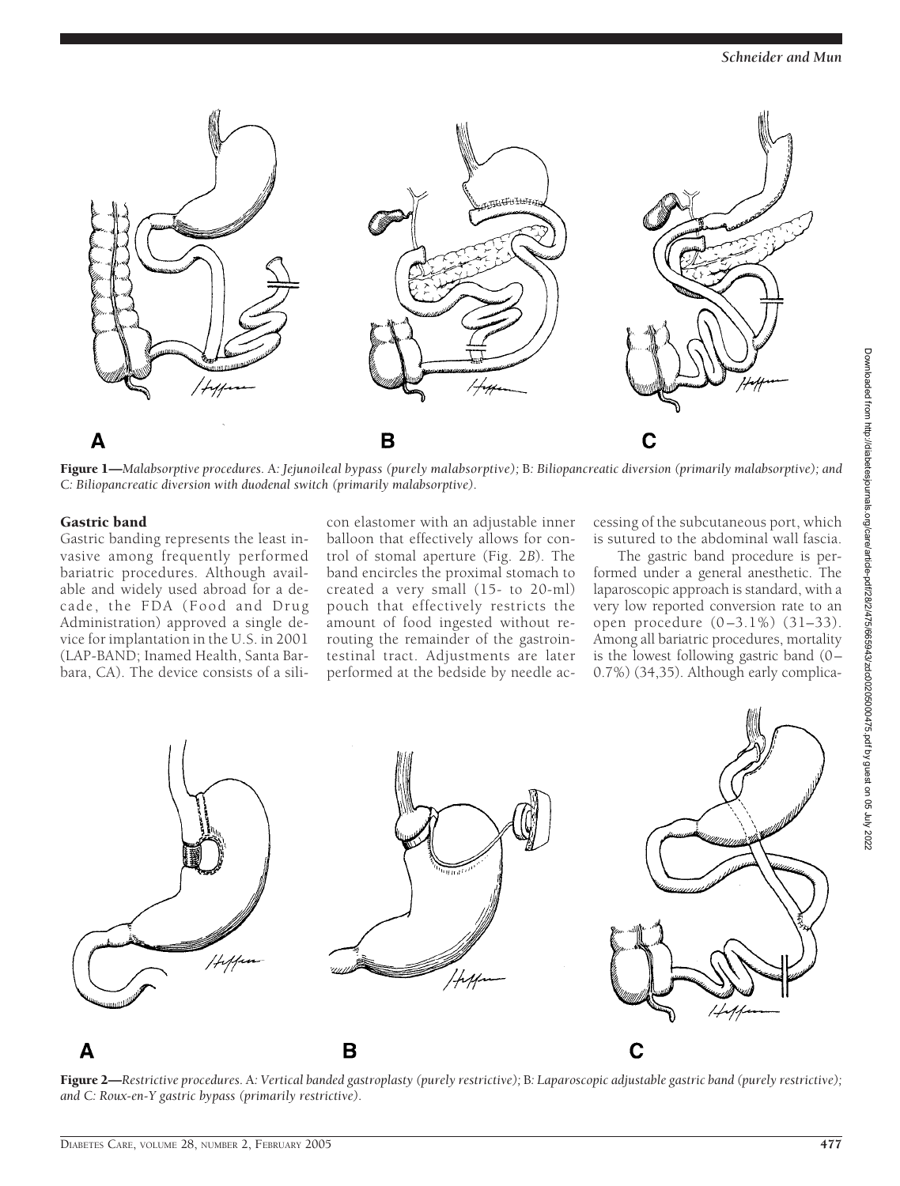**Figure 1**—*Malabsorptive procedures.* A*: Jejunoileal bypass (purely malabsorptive);* B*: Biliopancreatic diversion (primarily malabsorptive); and* C*: Biliopancreatic diversion with duodenal switch (primarily malabsorptive).*

### Gastric band

Gastric banding represents the least invasive among frequently performed bariatric procedures. Although available and widely used abroad for a decade, the FDA (Food and Drug Administration) approved a single device for implantation in the U.S. in 2001 (LAP-BAND; Inamed Health, Santa Barbara, CA). The device consists of a silicon elastomer with an adjustable inner balloon that effectively allows for control of stomal aperture (Fig. 2*B*). The band encircles the proximal stomach to created a very small (15- to 20-ml) pouch that effectively restricts the amount of food ingested without rerouting the remainder of the gastrointestinal tract. Adjustments are later performed at the bedside by needle accessing of the subcutaneous port, which is sutured to the abdominal wall fascia.

The gastric band procedure is performed under a general anesthetic. The laparoscopic approach is standard, with a very low reported conversion rate to an open procedure (0–3.1%) (31–33). Among all bariatric procedures, mortality is the lowest following gastric band (0–0.7%) (34,35). Although early complica-

**Figure 2**—*Restrictive procedures.* A*: Vertical banded gastroplasty (purely restrictive);* B*: Laparoscopic adjustable gastric band (purely restrictive); and* C*: Roux-en-Y gastric bypass (primarily restrictive).*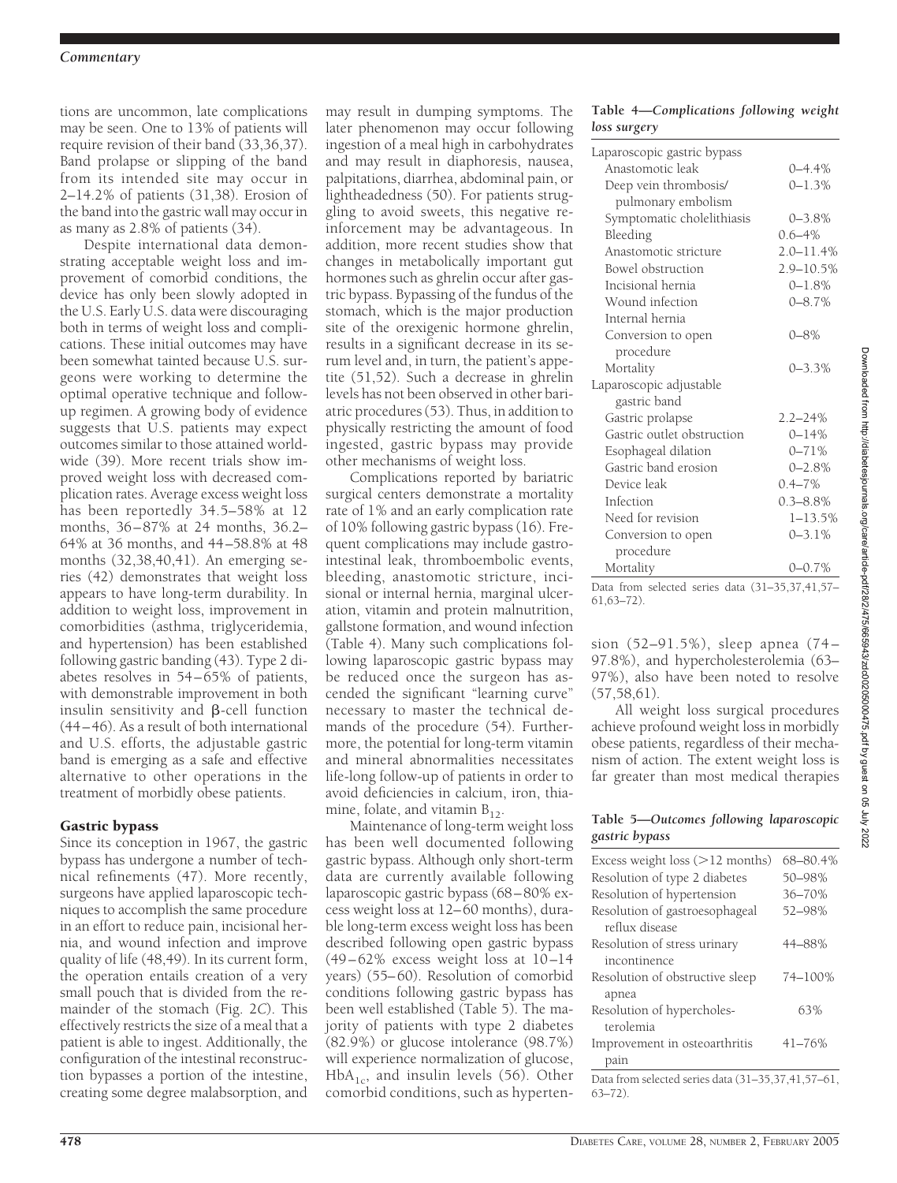tions are uncommon, late complications may be seen. One to 13% of patients will require revision of their band (33,36,37). Band prolapse or slipping of the band from its intended site may occur in 2–14.2% of patients (31,38). Erosion of the band into the gastric wall may occur in as many as 2.8% of patients (34).

Despite international data demonstrating acceptable weight loss and improvement of comorbid conditions, the device has only been slowly adopted in the U.S. Early U.S. data were discouraging both in terms of weight loss and complications. These initial outcomes may have been somewhat tainted because U.S. surgeons were working to determine the optimal operative technique and follow-up regimen. A growing body of evidence suggests that U.S. patients may expect outcomes similar to those attained worldwide (39). More recent trials show improved weight loss with decreased complication rates. Average excess weight loss has been reportedly 34.5–58% at 12 months, 36–87% at 24 months, 36.2–64% at 36 months, and 44–58.8% at 48 months (32,38,40,41). An emerging series (42) demonstrates that weight loss appears to have long-term durability. In addition to weight loss, improvement in comorbidities (asthma, triglyceridemia, and hypertension) has been established following gastric banding (43). Type 2 diabetes resolves in 54–65% of patients, with demonstrable improvement in both insulin sensitivity and β-cell function (44–46). As a result of both international and U.S. efforts, the adjustable gastric band is emerging as a safe and effective alternative to other operations in the treatment of morbidly obese patients.

## Gastric bypass

Since its conception in 1967, the gastric bypass has undergone a number of technical refinements (47). More recently, surgeons have applied laparoscopic techniques to accomplish the same procedure in an effort to reduce pain, incisional hernia, and wound infection and improve quality of life (48,49). In its current form, the operation entails creation of a very small pouch that is divided from the remainder of the stomach (Fig. 2*C*). This effectively restricts the size of a meal that a patient is able to ingest. Additionally, the configuration of the intestinal reconstruction bypasses a portion of the intestine, creating some degree malabsorption, and may result in dumping symptoms. The later phenomenon may occur following ingestion of a meal high in carbohydrates and may result in diaphoresis, nausea, palpitations, diarrhea, abdominal pain, or lightheadedness (50). For patients struggling to avoid sweets, this negative reinforcement may be advantageous. In addition, more recent studies show that changes in metabolically important gut hormones such as ghrelin occur after gastric bypass. Bypassing of the fundus of the stomach, which is the major production site of the orexigenic hormone ghrelin, results in a significant decrease in its serum level and, in turn, the patient's appetite (51,52). Such a decrease in ghrelin levels has not been observed in other bariatric procedures (53). Thus, in addition to physically restricting the amount of food ingested, gastric bypass may provide other mechanisms of weight loss.

Complications reported by bariatric surgical centers demonstrate a mortality rate of 1% and an early complication rate of 10% following gastric bypass (16). Frequent complications may include gastrointestinal leak, thromboembolic events, bleeding, anastomotic stricture, incisional or internal hernia, marginal ulceration, vitamin and protein malnutrition, gallstone formation, and wound infection (Table 4). Many such complications following laparoscopic gastric bypass may be reduced once the surgeon has ascended the significant "learning curve" necessary to master the technical demands of the procedure (54). Furthermore, the potential for long-term vitamin and mineral abnormalities necessitates life-long follow-up of patients in order to avoid deficiencies in calcium, iron, thiamine, folate, and vitamin $B_{12}$.

Maintenance of long-term weight loss has been well documented following gastric bypass. Although only short-term data are currently available following laparoscopic gastric bypass (68–80% excess weight loss at 12–60 months), durable long-term excess weight loss has been described following open gastric bypass (49–62% excess weight loss at 10–14 years) (55–60). Resolution of comorbid conditions following gastric bypass has been well established (Table 5). The majority of patients with type 2 diabetes (82.9%) or glucose intolerance (98.7%) will experience normalization of glucose, $HbA_{1c}$, and insulin levels (56). Other comorbid conditions, such as hypertension (52–91.5%), sleep apnea (74–97.8%), and hypercholesterolemia (63–97%), also have been noted to resolve (57,58,61).

All weight loss surgical procedures achieve profound weight loss in morbidly obese patients, regardless of their mechanism of action. The extent weight loss is far greater than most medical therapies

**Table 4—*Complications following weight loss surgery***

| | |
|---|---|
| Laparoscopic gastric bypass | |
| Anastomotic leak | 0–4.4% |
| Deep vein thrombosis/ pulmonary embolism | 0–1.3% |
| Symptomatic cholelithiasis | 0–3.8% |
| Bleeding | 0.6–4% |
| Anastomotic stricture | 2.0–11.4% |
| Bowel obstruction | 2.9–10.5% |
| Incisional hernia | 0–1.8% |
| Wound infection | 0–8.7% |
| Internal hernia | |
| Conversion to open procedure | 0–8% |
| Mortality | 0–3.3% |
| Laparoscopic adjustable gastric band | |
| Gastric prolapse | 2.2–24% |
| Gastric outlet obstruction | 0–14% |
| Esophageal dilation | 0–71% |
| Gastric band erosion | 0–2.8% |
| Device leak | 0.4–7% |
| Infection | 0.3–8.8% |
| Need for revision | 1–13.5% |
| Conversion to open procedure | 0–3.1% |
| Mortality | 0–0.7% |

Data from selected series data (31–35,37,41,57–61,63–72).

**Table 5—*Outcomes following laparoscopic gastric bypass***

| | |
|---|---|
| Excess weight loss (>12 months) | 68–80.4% |
| Resolution of type 2 diabetes | 50–98% |
| Resolution of hypertension | 36–70% |
| Resolution of gastroesophageal reflux disease | 52–98% |
| Resolution of stress urinary incontinence | 44–88% |
| Resolution of obstructive sleep apnea | 74–100% |
| Resolution of hypercholesterolemia | 63% |
| Improvement in osteoarthritis pain | 41–76% |

Data from selected series data (31–35,37,41,57–61,63–72).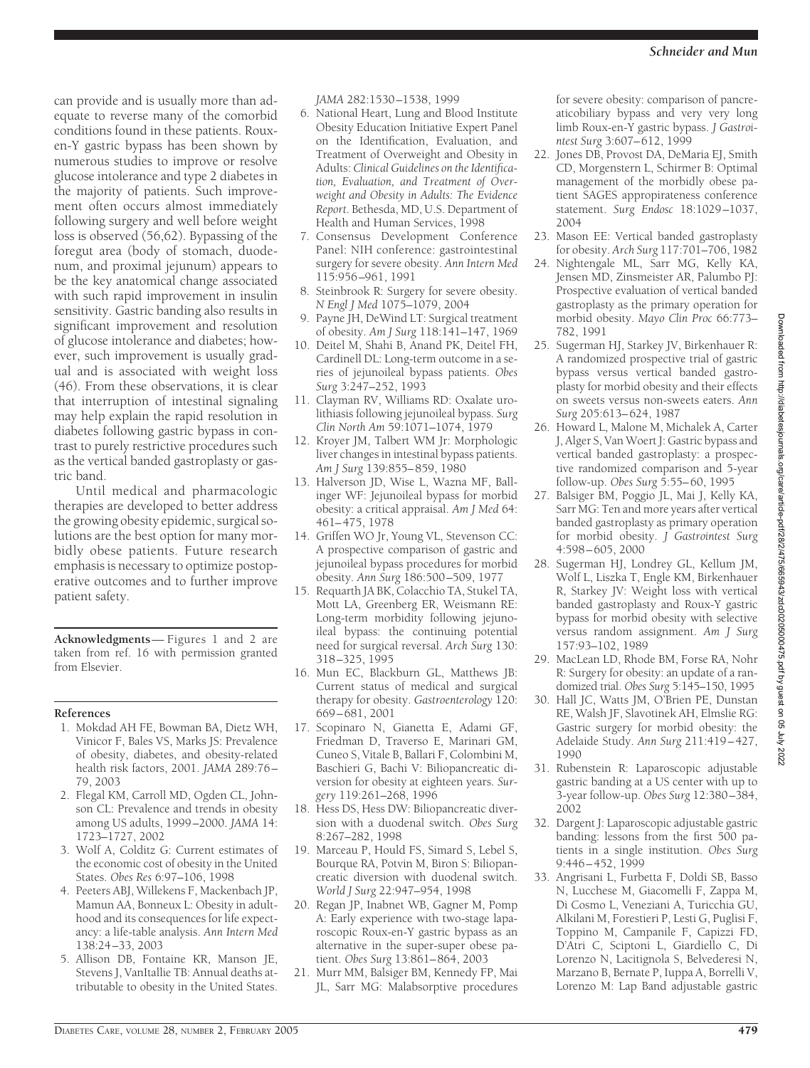can provide and is usually more than adequate to reverse many of the comorbid conditions found in these patients. Roux-en-Y gastric bypass has been shown by numerous studies to improve or resolve glucose intolerance and type 2 diabetes in the majority of patients. Such improvement often occurs almost immediately following surgery and well before weight loss is observed (56,62). Bypassing of the foregut area (body of stomach, duodenum, and proximal jejunum) appears to be the key anatomical change associated with such rapid improvement in insulin sensitivity. Gastric banding also results in significant improvement and resolution of glucose intolerance and diabetes; however, such improvement is usually gradual and is associated with weight loss (46). From these observations, it is clear that interruption of intestinal signaling may help explain the rapid resolution in diabetes following gastric bypass in contrast to purely restrictive procedures such as the vertical banded gastroplasty or gastric band.

Until medical and pharmacologic therapies are developed to better address the growing obesity epidemic, surgical solutions are the best option for many morbidly obese patients. Future research emphasis is necessary to optimize postoperative outcomes and to further improve patient safety.

**Acknowledgments**— Figures 1 and 2 are taken from ref. 16 with permission granted from Elsevier.

#### References

1. Mokdad AH FE, Bowman BA, Dietz WH, Vinicor F, Bales VS, Marks JS: Prevalence of obesity, diabetes, and obesity-related health risk factors, 2001. *JAMA* 289:76–79, 2003
2. Flegal KM, Carroll MD, Ogden CL, Johnson CL: Prevalence and trends in obesity among US adults, 1999–2000. *JAMA* 14: 1723–1727, 2002
3. Wolf A, Colditz G: Current estimates of the economic cost of obesity in the United States. *Obes Res* 6:97–106, 1998
4. Peeters ABJ, Willekens F, Mackenbach JP, Mamun AA, Bonneux L: Obesity in adulthood and its consequences for life expectancy: a life-table analysis. *Ann Intern Med* 138:24–33, 2003
5. Allison DB, Fontaine KR, Manson JE, Stevens J, VanItallie TB: Annual deaths attributable to obesity in the United States. *JAMA* 282:1530–1538, 1999
6. National Heart, Lung and Blood Institute Obesity Education Initiative Expert Panel on the Identification, Evaluation, and Treatment of Overweight and Obesity in Adults: *Clinical Guidelines on the Identification, Evaluation, and Treatment of Overweight and Obesity in Adults: The Evidence Report*. Bethesda, MD, U.S. Department of Health and Human Services, 1998
7. Consensus Development Conference Panel: NIH conference: gastrointestinal surgery for severe obesity. *Ann Intern Med* 115:956–961, 1991
8. Steinbrook R: Surgery for severe obesity. *N Engl J Med* 1075–1079, 2004
9. Payne JH, DeWind LT: Surgical treatment of obesity. *Am J Surg* 118:141–147, 1969
10. Deitel M, Shahi B, Anand PK, Deitel FH, Cardinell DL: Long-term outcome in a series of jejunoileal bypass patients. *Obes Surg* 3:247–252, 1993
11. Clayman RV, Williams RD: Oxalate urolithiasis following jejunoileal bypass. *Surg Clin North Am* 59:1071–1074, 1979
12. Kroyer JM, Talbert WM Jr: Morphologic liver changes in intestinal bypass patients. *Am J Surg* 139:855–859, 1980
13. Halverson JD, Wise L, Wazna MF, Ballinger WF: Jejunoileal bypass for morbid obesity: a critical appraisal. *Am J Med* 64: 461–475, 1978
14. Griffen WO Jr, Young VL, Stevenson CC: A prospective comparison of gastric and jejunoileal bypass procedures for morbid obesity. *Ann Surg* 186:500–509, 1977
15. Requarth JA BK, Colacchio TA, Stukel TA, Mott LA, Greenberg ER, Weismann RE: Long-term morbidity following jejunoileal bypass: the continuing potential need for surgical reversal. *Arch Surg* 130: 318–325, 1995
16. Mun EC, Blackburn GL, Matthews JB: Current status of medical and surgical therapy for obesity. *Gastroenterology* 120: 669–681, 2001
17. Scopinaro N, Gianetta E, Adami GF, Friedman D, Traverso E, Marinari GM, Cuneo S, Vitale B, Ballari F, Colombini M, Baschieri G, Bachi V: Biliopancreatic diversion for obesity at eighteen years. *Surgery* 119:261–268, 1996
18. Hess DS, Hess DW: Biliopancreatic diversion with a duodenal switch. *Obes Surg* 8:267–282, 1998
19. Marceau P, Hould FS, Simard S, Lebel S, Bourque RA, Potvin M, Biron S: Biliopancreatic diversion with duodenal switch. *World J Surg* 22:947–954, 1998
20. Regan JP, Inabnet WB, Gagner M, Pomp A: Early experience with two-stage laparoscopic Roux-en-Y gastric bypass as an alternative in the super-super obese patient. *Obes Surg* 13:861–864, 2003
21. Murr MM, Balsiger BM, Kennedy FP, Mai JL, Sarr MG: Malabsorptive procedures for severe obesity: comparison of pancreaticobiliary bypass and very very long limb Roux-en-Y gastric bypass. *J Gastrointest Surg* 3:607–612, 1999
22. Jones DB, Provost DA, DeMaria EJ, Smith CD, Morgenstern L, Schirmer B: Optimal management of the morbidly obese patient SAGES appropirateness conference statement. *Surg Endosc* 18:1029–1037, 2004
23. Mason EE: Vertical banded gastroplasty for obesity. *Arch Surg* 117:701–706, 1982
24. Nightengale ML, Sarr MG, Kelly KA, Jensen MD, Zinsmeister AR, Palumbo PJ: Prospective evaluation of vertical banded gastroplasty as the primary operation for morbid obesity. *Mayo Clin Proc* 66:773–782, 1991
25. Sugerman HJ, Starkey JV, Birkenhauer R: A randomized prospective trial of gastric bypass versus vertical banded gastroplasty for morbid obesity and their effects on sweets versus non-sweets eaters. *Ann Surg* 205:613–624, 1987
26. Howard L, Malone M, Michalek A, Carter J, Alger S, Van Woert J: Gastric bypass and vertical banded gastroplasty: a prospective randomized comparison and 5-year follow-up. *Obes Surg* 5:55–60, 1995
27. Balsiger BM, Poggio JL, Mai J, Kelly KA, Sarr MG: Ten and more years after vertical banded gastroplasty as primary operation for morbid obesity. *J Gastrointest Surg* 4:598–605, 2000
28. Sugerman HJ, Londrey GL, Kellum JM, Wolf L, Liszka T, Engle KM, Birkenhauer R, Starkey JV: Weight loss with vertical banded gastroplasty and Roux-Y gastric bypass for morbid obesity with selective versus random assignment. *Am J Surg* 157:93–102, 1989
29. MacLean LD, Rhode BM, Forse RA, Nohr R: Surgery for obesity: an update of a randomized trial. *Obes Surg* 5:145–150, 1995
30. Hall JC, Watts JM, O'Brien PE, Dunstan RE, Walsh JF, Slavotinek AH, Elmslie RG: Gastric surgery for morbid obesity: the Adelaide Study. *Ann Surg* 211:419–427, 1990
31. Rubenstein R: Laparoscopic adjustable gastric banding at a US center with up to 3-year follow-up. *Obes Surg* 12:380–384, 2002
32. Dargent J: Laparoscopic adjustable gastric banding: lessons from the first 500 patients in a single institution. *Obes Surg* 9:446–452, 1999
33. Angrisani L, Furbetta F, Doldi SB, Basso N, Lucchese M, Giacomelli F, Zappa M, Di Cosmo L, Veneziani A, Turicchia GU, Alkilani M, Forestieri P, Lesti G, Puglisi F, Toppino M, Campanile F, Capizzi FD, D'Atri C, Sciptoni L, Giardiello C, Di Lorenzo N, Lacitignola S, Belvederesi N, Marzano B, Bernate P, Iuppa A, Borrelli V, Lorenzo M: Lap Band adjustable gastric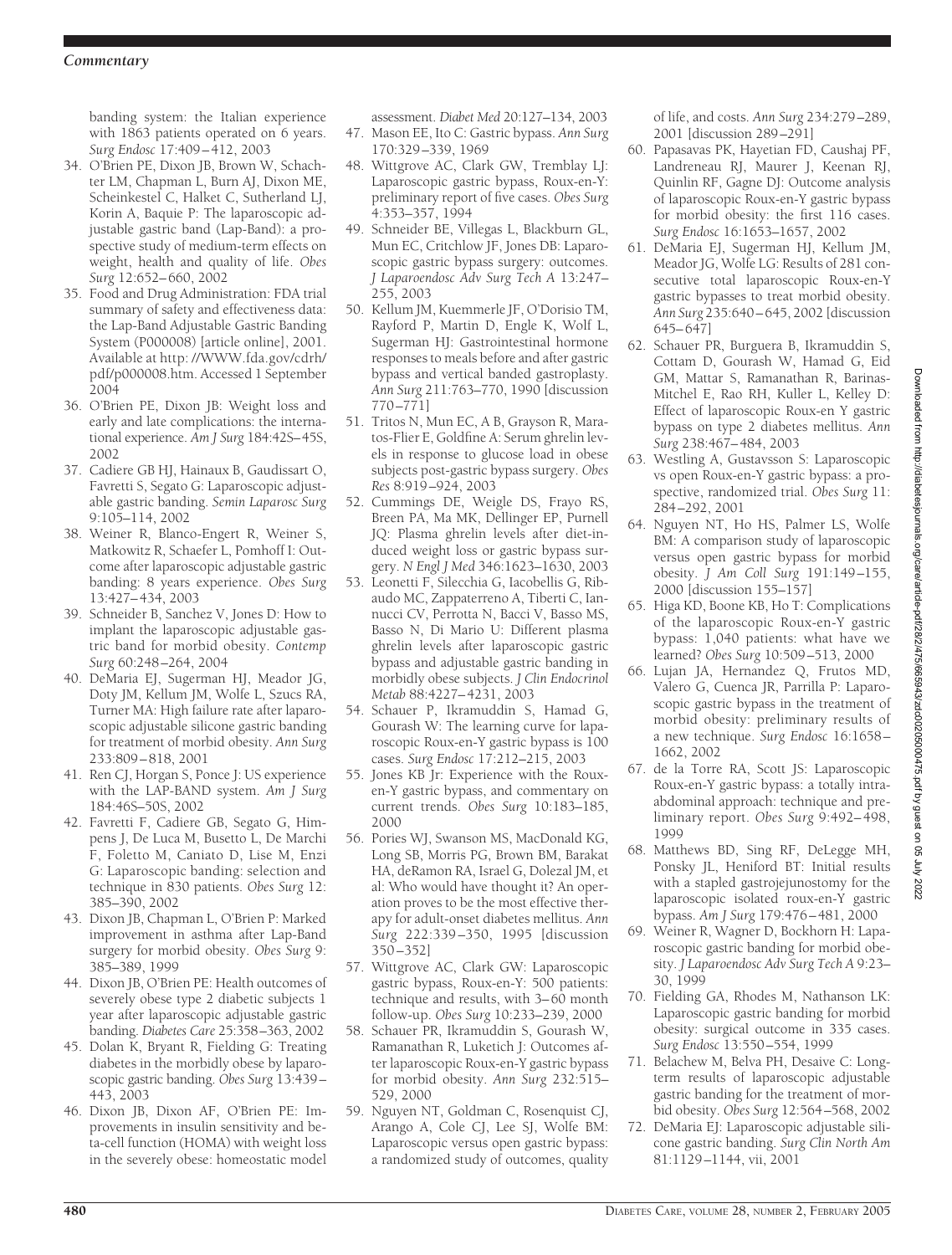banding system: the Italian experience with 1863 patients operated on 6 years. *Surg Endosc* 17:409–412, 2003

34. O'Brien PE, Dixon JB, Brown W, Schachter LM, Chapman L, Burn AJ, Dixon ME, Scheinkestel C, Halket C, Sutherland LJ, Korin A, Baquie P: The laparoscopic adjustable gastric band (Lap-Band): a prospective study of medium-term effects on weight, health and quality of life. *Obes Surg* 12:652–660, 2002
35. Food and Drug Administration: FDA trial summary of safety and effectiveness data: the Lap-Band Adjustable Gastric Banding System (P000008) [article online], 2001. Available at http: //WWW.fda.gov/cdrh/pdf/p000008.htm. Accessed 1 September 2004
36. O'Brien PE, Dixon JB: Weight loss and early and late complications: the international experience. *Am J Surg* 184:42S–45S, 2002
37. Cadiere GB HJ, Hainaux B, Gaudissart O, Favretti S, Segato G: Laparoscopic adjustable gastric banding. *Semin Laparosc Surg* 9:105–114, 2002
38. Weiner R, Blanco-Engert R, Weiner S, Matkowitz R, Schaefer L, Pomhoff I: Outcome after laparoscopic adjustable gastric banding: 8 years experience. *Obes Surg* 13:427–434, 2003
39. Schneider B, Sanchez V, Jones D: How to implant the laparoscopic adjustable gastric band for morbid obesity. *Contemp Surg* 60:248–264, 2004
40. DeMaria EJ, Sugerman HJ, Meador JG, Doty JM, Kellum JM, Wolfe L, Szucs RA, Turner MA: High failure rate after laparoscopic adjustable silicone gastric banding for treatment of morbid obesity. *Ann Surg* 233:809–818, 2001
41. Ren CJ, Horgan S, Ponce J: US experience with the LAP-BAND system. *Am J Surg* 184:46S–50S, 2002
42. Favretti F, Cadiere GB, Segato G, Himpens J, De Luca M, Busetto L, De Marchi F, Foletto M, Caniato D, Lise M, Enzi G: Laparoscopic banding: selection and technique in 830 patients. *Obes Surg* 12: 385–390, 2002
43. Dixon JB, Chapman L, O'Brien P: Marked improvement in asthma after Lap-Band surgery for morbid obesity. *Obes Surg* 9: 385–389, 1999
44. Dixon JB, O'Brien PE: Health outcomes of severely obese type 2 diabetic subjects 1 year after laparoscopic adjustable gastric banding. *Diabetes Care* 25:358–363, 2002
45. Dolan K, Bryant R, Fielding G: Treating diabetes in the morbidly obese by laparoscopic gastric banding. *Obes Surg* 13:439–443, 2003
46. Dixon JB, Dixon AF, O'Brien PE: Improvements in insulin sensitivity and beta-cell function (HOMA) with weight loss in the severely obese: homeostatic model assessment. *Diabet Med* 20:127–134, 2003
47. Mason EE, Ito C: Gastric bypass. *Ann Surg* 170:329–339, 1969
48. Wittgrove AC, Clark GW, Tremblay LJ: Laparoscopic gastric bypass, Roux-en-Y: preliminary report of five cases. *Obes Surg* 4:353–357, 1994
49. Schneider BE, Villegas L, Blackburn GL, Mun EC, Critchlow JF, Jones DB: Laparoscopic gastric bypass surgery: outcomes. *J Laparoendosc Adv Surg Tech A* 13:247–255, 2003
50. Kellum JM, Kuemmerle JF, O'Dorisio TM, Rayford P, Martin D, Engle K, Wolf L, Sugerman HJ: Gastrointestinal hormone responses to meals before and after gastric bypass and vertical banded gastroplasty. *Ann Surg* 211:763–770, 1990 [discussion 770–771]
51. Tritos N, Mun EC, A B, Grayson R, Maratos-Flier E, Goldfine A: Serum ghrelin levels in response to glucose load in obese subjects post-gastric bypass surgery. *Obes Res* 8:919–924, 2003
52. Cummings DE, Weigle DS, Frayo RS, Breen PA, Ma MK, Dellinger EP, Purnell JQ: Plasma ghrelin levels after diet-induced weight loss or gastric bypass surgery. *N Engl J Med* 346:1623–1630, 2003
53. Leonetti F, Silecchia G, Iacobellis G, Ribaudo MC, Zappaterreno A, Tiberti C, Iannucci CV, Perrotta N, Bacci V, Basso MS, Basso N, Di Mario U: Different plasma ghrelin levels after laparoscopic gastric bypass and adjustable gastric banding in morbidly obese subjects. *J Clin Endocrinol Metab* 88:4227–4231, 2003
54. Schauer P, Ikramuddin S, Hamad G, Gourash W: The learning curve for laparoscopic Roux-en-Y gastric bypass is 100 cases. *Surg Endosc* 17:212–215, 2003
55. Jones KB Jr: Experience with the Roux-en-Y gastric bypass, and commentary on current trends. *Obes Surg* 10:183–185, 2000
56. Pories WJ, Swanson MS, MacDonald KG, Long SB, Morris PG, Brown BM, Barakat HA, deRamon RA, Israel G, Dolezal JM, et al: Who would have thought it? An operation proves to be the most effective therapy for adult-onset diabetes mellitus. *Ann Surg* 222:339–350, 1995 [discussion 350–352]
57. Wittgrove AC, Clark GW: Laparoscopic gastric bypass, Roux-en-Y: 500 patients: technique and results, with 3–60 month follow-up. *Obes Surg* 10:233–239, 2000
58. Schauer PR, Ikramuddin S, Gourash W, Ramanathan R, Luketich J: Outcomes after laparoscopic Roux-en-Y gastric bypass for morbid obesity. *Ann Surg* 232:515–529, 2000
59. Nguyen NT, Goldman C, Rosenquist CJ, Arango A, Cole CJ, Lee SJ, Wolfe BM: Laparoscopic versus open gastric bypass: a randomized study of outcomes, quality of life, and costs. *Ann Surg* 234:279–289, 2001 [discussion 289–291]
60. Papasavas PK, Hayetian FD, Caushaj PF, Landreneau RJ, Maurer J, Keenan RJ, Quinlin RF, Gagne DJ: Outcome analysis of laparoscopic Roux-en-Y gastric bypass for morbid obesity: the first 116 cases. *Surg Endosc* 16:1653–1657, 2002
61. DeMaria EJ, Sugerman HJ, Kellum JM, Meador JG, Wolfe LG: Results of 281 consecutive total laparoscopic Roux-en-Y gastric bypasses to treat morbid obesity. *Ann Surg* 235:640–645, 2002 [discussion 645–647]
62. Schauer PR, Burguera B, Ikramuddin S, Cottam D, Gourash W, Hamad G, Eid GM, Mattar S, Ramanathan R, Barinas-Mitchel E, Rao RH, Kuller L, Kelley D: Effect of laparoscopic Roux-en Y gastric bypass on type 2 diabetes mellitus. *Ann Surg* 238:467–484, 2003
63. Westling A, Gustavsson S: Laparoscopic vs open Roux-en-Y gastric bypass: a prospective, randomized trial. *Obes Surg* 11: 284–292, 2001
64. Nguyen NT, Ho HS, Palmer LS, Wolfe BM: A comparison study of laparoscopic versus open gastric bypass for morbid obesity. *J Am Coll Surg* 191:149–155, 2000 [discussion 155–157]
65. Higa KD, Boone KB, Ho T: Complications of the laparoscopic Roux-en-Y gastric bypass: 1,040 patients: what have we learned? *Obes Surg* 10:509–513, 2000
66. Lujan JA, Hernandez Q, Frutos MD, Valero G, Cuenca JR, Parrilla P: Laparoscopic gastric bypass in the treatment of morbid obesity: preliminary results of a new technique. *Surg Endosc* 16:1658–1662, 2002
67. de la Torre RA, Scott JS: Laparoscopic Roux-en-Y gastric bypass: a totally intraabdominal approach: technique and preliminary report. *Obes Surg* 9:492–498, 1999
68. Matthews BD, Sing RF, DeLegge MH, Ponsky JL, Heniford BT: Initial results with a stapled gastrojejunostomy for the laparoscopic isolated roux-en-Y gastric bypass. *Am J Surg* 179:476–481, 2000
69. Weiner R, Wagner D, Bockhorn H: Laparoscopic gastric banding for morbid obesity. *J Laparoendosc Adv Surg Tech A* 9:23–30, 1999
70. Fielding GA, Rhodes M, Nathanson LK: Laparoscopic gastric banding for morbid obesity: surgical outcome in 335 cases. *Surg Endosc* 13:550–554, 1999
71. Belachew M, Belva PH, Desaive C: Long-term results of laparoscopic adjustable gastric banding for the treatment of morbid obesity. *Obes Surg* 12:564–568, 2002
72. DeMaria EJ: Laparoscopic adjustable silicone gastric banding. *Surg Clin North Am* 81:1129–1144, vii, 2001